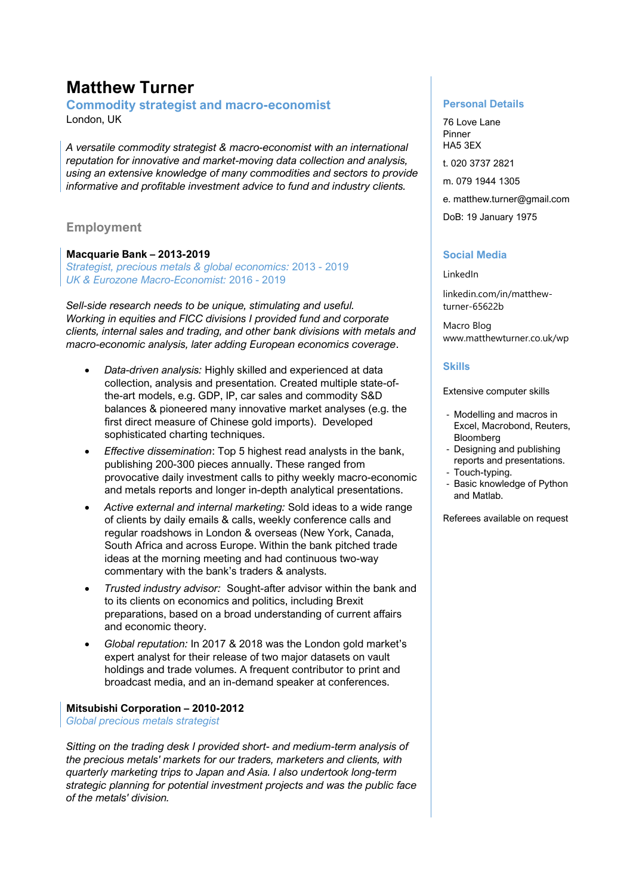# Matthew Turner

**Commodity strategist and macro-economist**

London, UK

*A versatile commodity strategist & macro-economist with an international reputation for innovative and market-moving data collection and analysis, using an extensive knowledge of many commodities and sectors to provide informative and profitable investment advice to fund and industry clients.*

## Employment

**Macquarie Bank – 2013-2019**

*Strategist, precious metals & global economics:* 2013 - 2019

*UK & Eurozone Macro-Economist:* 2016 - 2019

*Sell-side research needs to be unique, stimulating and useful. Working in equities and FICC divisions I provided fund and corporate clients, internal sales and trading, and other bank divisions with metals and macro-economic analysis, later adding European economics coverage.*

- *Data-driven analysis:* Highly skilled and experienced at data collection, analysis and presentation. Created multiple state-of-the-art models, e.g. GDP, IP, car sales and commodity S&D balances & pioneered many innovative market analyses (e.g. the first direct measure of Chinese gold imports). Developed sophisticated charting techniques.
- *Effective dissemination*: Top 5 highest read analysts in the bank, publishing 200-300 pieces annually. These ranged from provocative daily investment calls to pithy weekly macro-economic and metals reports and longer in-depth analytical presentations.
- *Active external and internal marketing:* Sold ideas to a wide range of clients by daily emails & calls, weekly conference calls and regular roadshows in London & overseas (New York, Canada, South Africa and across Europe. Within the bank pitched trade ideas at the morning meeting and had continuous two-way commentary with the bank's traders & analysts.
- *Trusted industry advisor:* Sought-after advisor within the bank and to its clients on economics and politics, including Brexit preparations, based on a broad understanding of current affairs and economic theory.
- *Global reputation:* In 2017 & 2018 was the London gold market's expert analyst for their release of two major datasets on vault holdings and trade volumes. A frequent contributor to print and broadcast media, and an in-demand speaker at conferences.

**Mitsubishi Corporation – 2010-2012**

*Global precious metals strategist*

*Sitting on the trading desk I provided short- and medium-term analysis of the precious metals' markets for our traders, marketers and clients, with quarterly marketing trips to Japan and Asia. I also undertook long-term strategic planning for potential investment projects and was the public face of the metals' division.*

## Personal Details

76 Love Lane
Pinner
HA5 3EX

t. 020 3737 2821

m. 079 1944 1305

e. matthew.turner@gmail.com

DoB: 19 January 1975

## Social Media

LinkedIn

linkedin.com/in/matthew-turner-65622b

Macro Blog
www.matthewturner.co.uk/wp

## Skills

Extensive computer skills

- Modelling and macros in Excel, Macrobond, Reuters, Bloomberg
- Designing and publishing reports and presentations.
- Touch-typing.
- Basic knowledge of Python and Matlab.

Referees available on request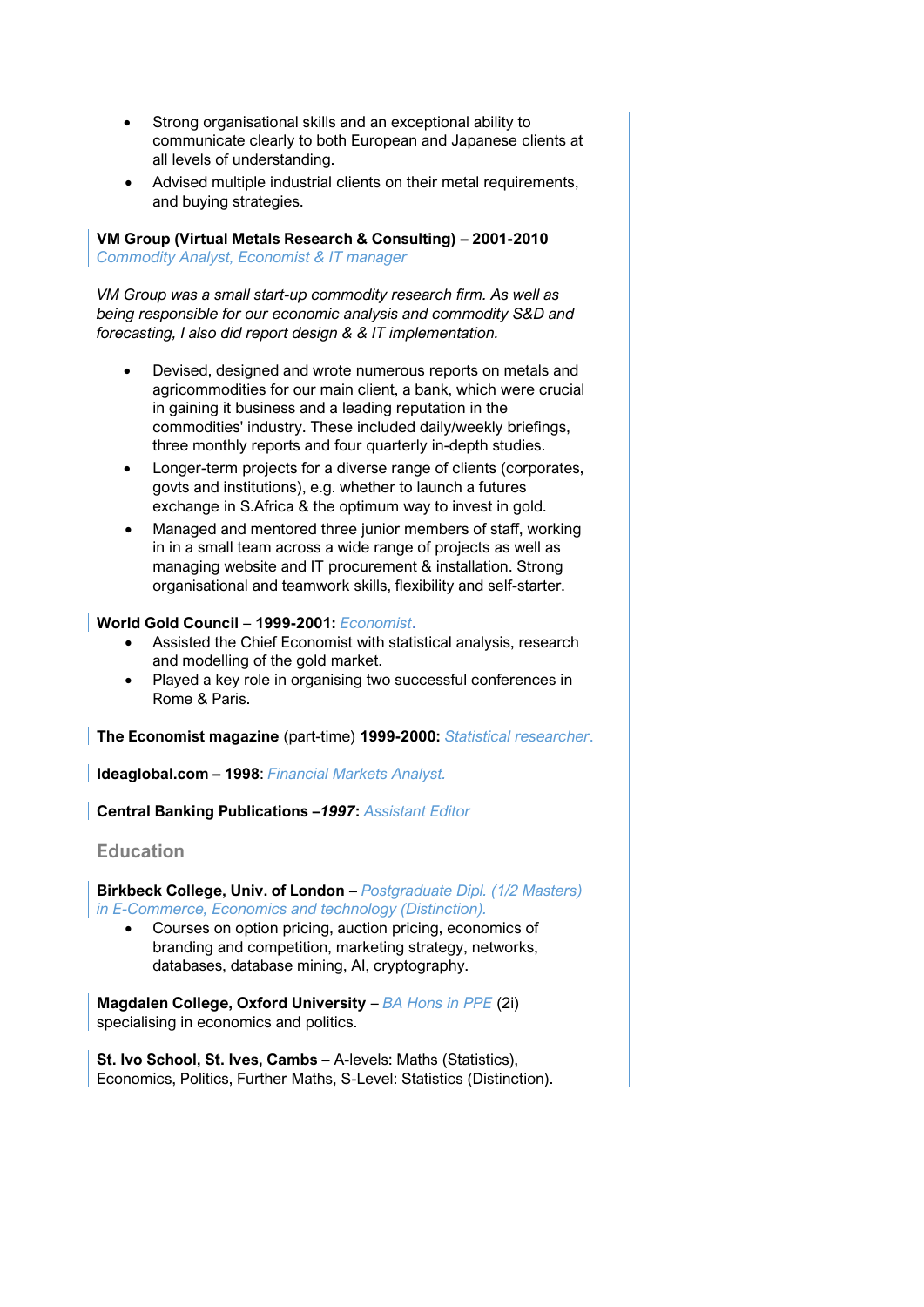- Strong organisational skills and an exceptional ability to communicate clearly to both European and Japanese clients at all levels of understanding.
- Advised multiple industrial clients on their metal requirements, and buying strategies.

**VM Group (Virtual Metals Research & Consulting) – 2001-2010**
*Commodity Analyst, Economist & IT manager*

*VM Group was a small start-up commodity research firm. As well as being responsible for our economic analysis and commodity S&D and forecasting, I also did report design & & IT implementation.*

- Devised, designed and wrote numerous reports on metals and agricommodities for our main client, a bank, which were crucial in gaining it business and a leading reputation in the commodities' industry. These included daily/weekly briefings, three monthly reports and four quarterly in-depth studies.
- Longer-term projects for a diverse range of clients (corporates, govts and institutions), e.g. whether to launch a futures exchange in S.Africa & the optimum way to invest in gold.
- Managed and mentored three junior members of staff, working in in a small team across a wide range of projects as well as managing website and IT procurement & installation. Strong organisational and teamwork skills, flexibility and self-starter.

**World Gold Council** – **1999-2001:** *Economist*.

- Assisted the Chief Economist with statistical analysis, research and modelling of the gold market.
- Played a key role in organising two successful conferences in Rome & Paris.

**The Economist magazine** (part-time) **1999-2000:** *Statistical researcher*.

**Ideaglobal.com – 1998**: *Financial Markets Analyst.*

**Central Banking Publications –*1997*:** *Assistant Editor*

## Education

**Birkbeck College, Univ. of London** – *Postgraduate Dipl. (1/2 Masters) in E-Commerce, Economics and technology (Distinction).*

- Courses on option pricing, auction pricing, economics of branding and competition, marketing strategy, networks, databases, database mining, AI, cryptography.

**Magdalen College, Oxford University** – *BA Hons in PPE* (2i) specialising in economics and politics.

**St. Ivo School, St. Ives, Cambs** – A-levels: Maths (Statistics), Economics, Politics, Further Maths, S-Level: Statistics (Distinction).